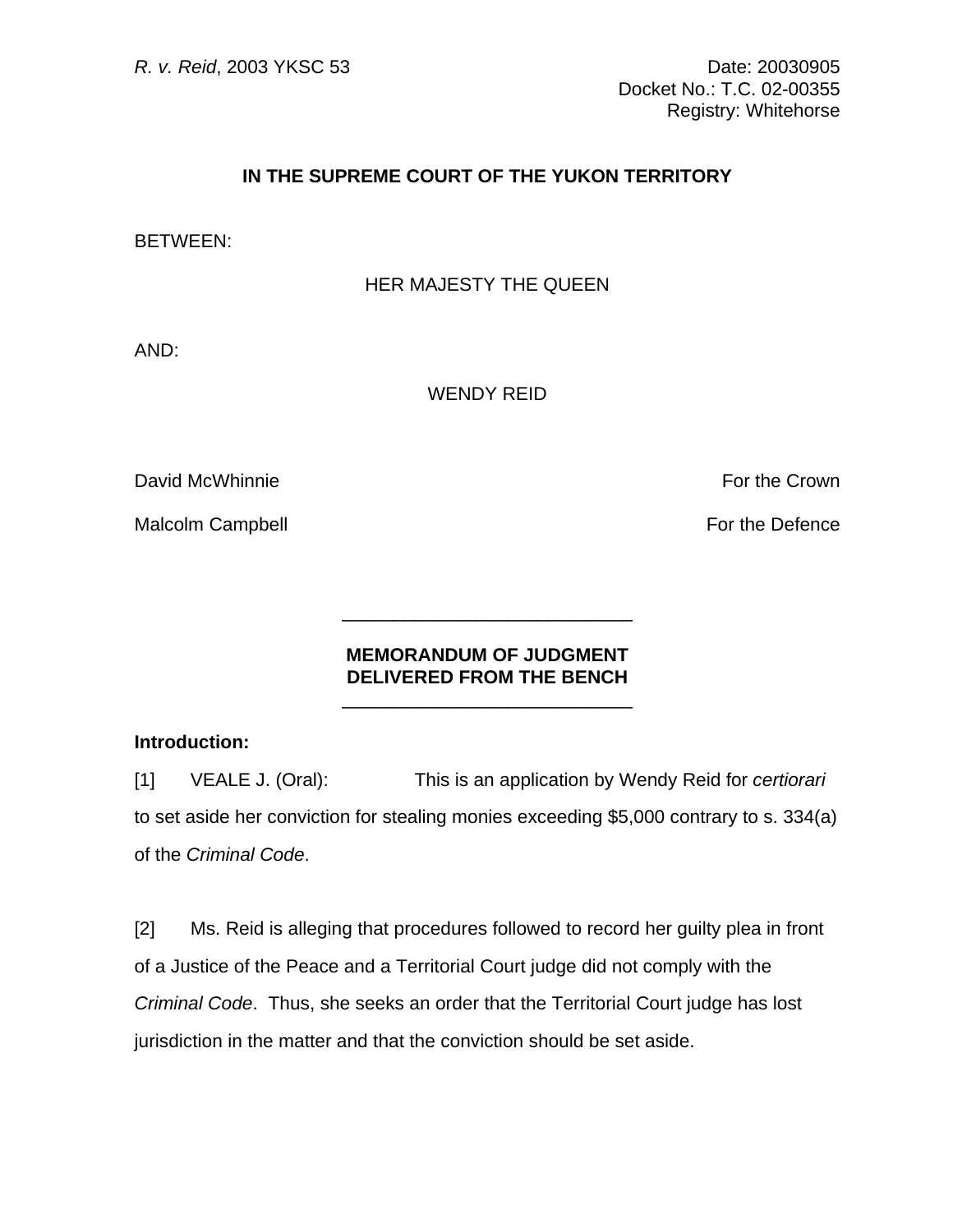*R. v. Reid*, 2003 YKSC 53

Date: 20030905
Docket No.: T.C. 02-00355
Registry: Whitehorse

**IN THE SUPREME COURT OF THE YUKON TERRITORY**

BETWEEN:

HER MAJESTY THE QUEEN

AND:

WENDY REID

David McWhinnie — For the Crown

Malcolm Campbell — For the Defence

---

**MEMORANDUM OF JUDGMENT DELIVERED FROM THE BENCH**

---

**Introduction:**

[1] VEALE J. (Oral): This is an application by Wendy Reid for *certiorari* to set aside her conviction for stealing monies exceeding $5,000 contrary to s. 334(a) of the *Criminal Code*.

[2] Ms. Reid is alleging that procedures followed to record her guilty plea in front of a Justice of the Peace and a Territorial Court judge did not comply with the *Criminal Code*. Thus, she seeks an order that the Territorial Court judge has lost jurisdiction in the matter and that the conviction should be set aside.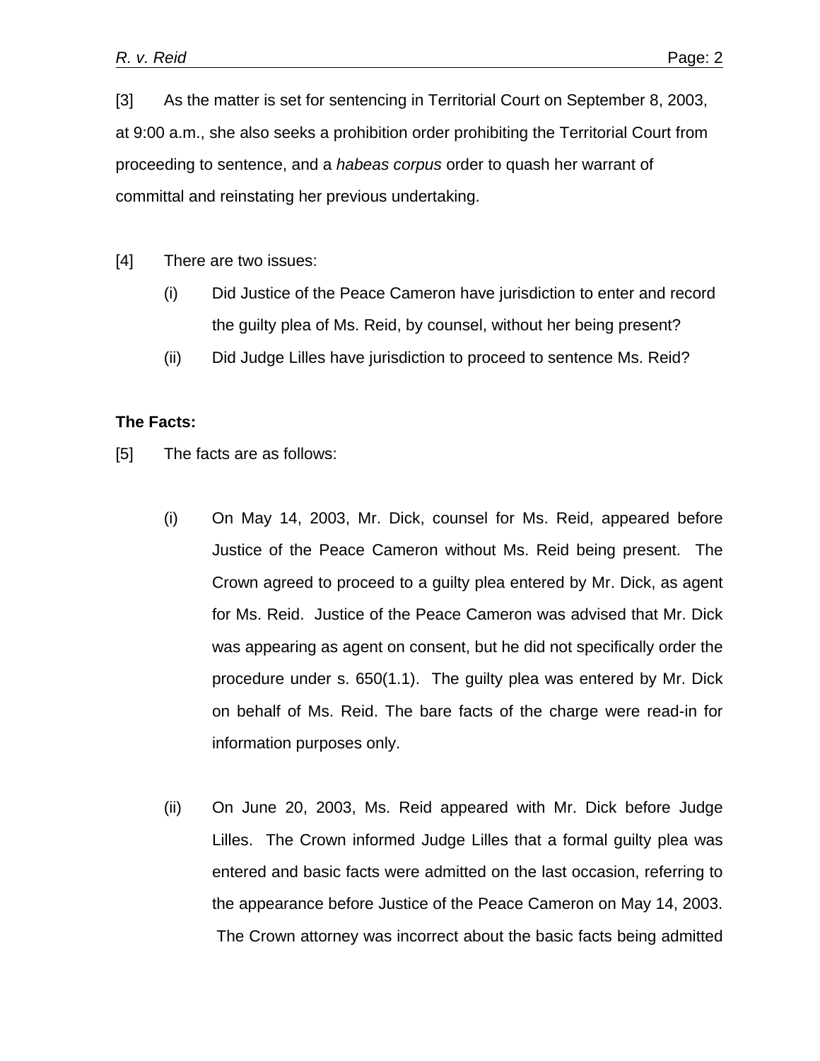[3] As the matter is set for sentencing in Territorial Court on September 8, 2003, at 9:00 a.m., she also seeks a prohibition order prohibiting the Territorial Court from proceeding to sentence, and a *habeas corpus* order to quash her warrant of committal and reinstating her previous undertaking.

[4] There are two issues:

(i) Did Justice of the Peace Cameron have jurisdiction to enter and record the guilty plea of Ms. Reid, by counsel, without her being present?

(ii) Did Judge Lilles have jurisdiction to proceed to sentence Ms. Reid?

**The Facts:**

[5] The facts are as follows:

(i) On May 14, 2003, Mr. Dick, counsel for Ms. Reid, appeared before Justice of the Peace Cameron without Ms. Reid being present. The Crown agreed to proceed to a guilty plea entered by Mr. Dick, as agent for Ms. Reid. Justice of the Peace Cameron was advised that Mr. Dick was appearing as agent on consent, but he did not specifically order the procedure under s. 650(1.1). The guilty plea was entered by Mr. Dick on behalf of Ms. Reid. The bare facts of the charge were read-in for information purposes only.

(ii) On June 20, 2003, Ms. Reid appeared with Mr. Dick before Judge Lilles. The Crown informed Judge Lilles that a formal guilty plea was entered and basic facts were admitted on the last occasion, referring to the appearance before Justice of the Peace Cameron on May 14, 2003. The Crown attorney was incorrect about the basic facts being admitted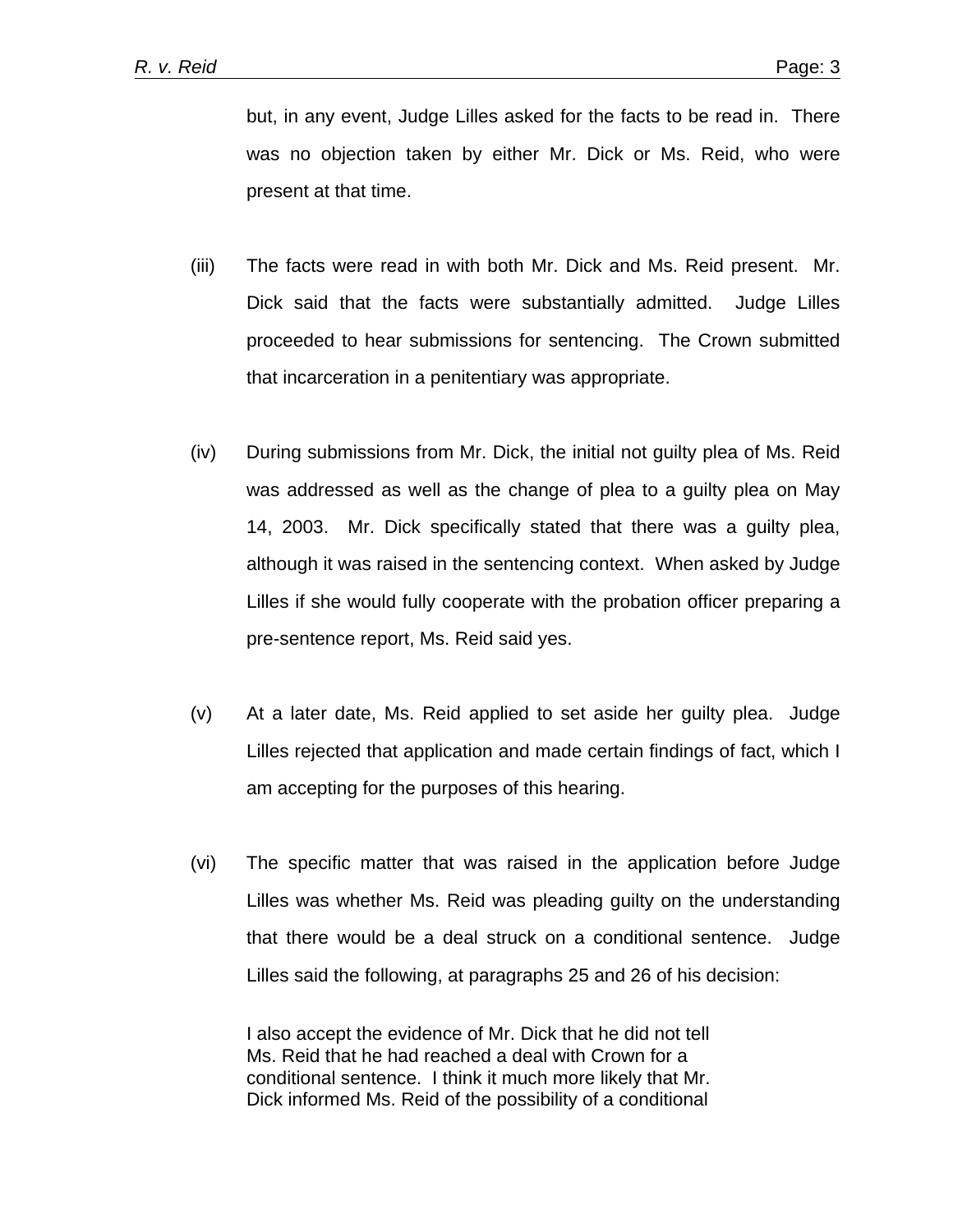but, in any event, Judge Lilles asked for the facts to be read in. There was no objection taken by either Mr. Dick or Ms. Reid, who were present at that time.

(iii) The facts were read in with both Mr. Dick and Ms. Reid present. Mr. Dick said that the facts were substantially admitted. Judge Lilles proceeded to hear submissions for sentencing. The Crown submitted that incarceration in a penitentiary was appropriate.

(iv) During submissions from Mr. Dick, the initial not guilty plea of Ms. Reid was addressed as well as the change of plea to a guilty plea on May 14, 2003. Mr. Dick specifically stated that there was a guilty plea, although it was raised in the sentencing context. When asked by Judge Lilles if she would fully cooperate with the probation officer preparing a pre-sentence report, Ms. Reid said yes.

(v) At a later date, Ms. Reid applied to set aside her guilty plea. Judge Lilles rejected that application and made certain findings of fact, which I am accepting for the purposes of this hearing.

(vi) The specific matter that was raised in the application before Judge Lilles was whether Ms. Reid was pleading guilty on the understanding that there would be a deal struck on a conditional sentence. Judge Lilles said the following, at paragraphs 25 and 26 of his decision:

> I also accept the evidence of Mr. Dick that he did not tell Ms. Reid that he had reached a deal with Crown for a conditional sentence. I think it much more likely that Mr. Dick informed Ms. Reid of the possibility of a conditional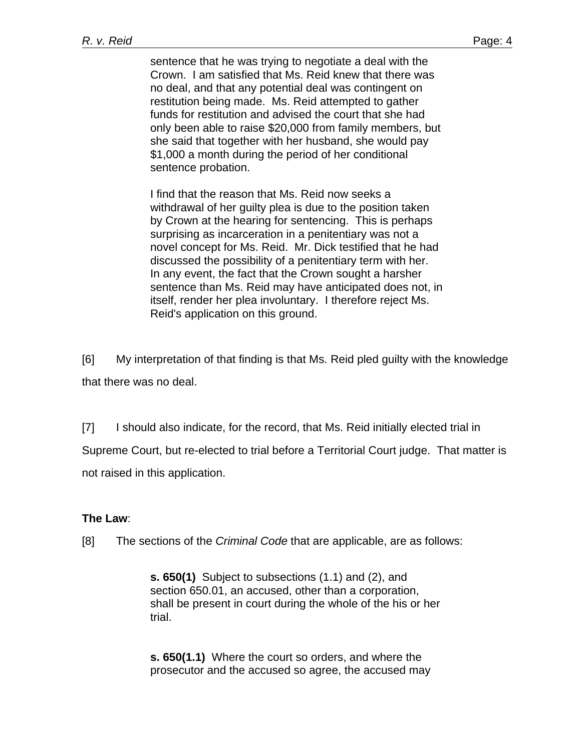> sentence that he was trying to negotiate a deal with the Crown. I am satisfied that Ms. Reid knew that there was no deal, and that any potential deal was contingent on restitution being made. Ms. Reid attempted to gather funds for restitution and advised the court that she had only been able to raise $20,000 from family members, but she said that together with her husband, she would pay $1,000 a month during the period of her conditional sentence probation.
>
> I find that the reason that Ms. Reid now seeks a withdrawal of her guilty plea is due to the position taken by Crown at the hearing for sentencing. This is perhaps surprising as incarceration in a penitentiary was not a novel concept for Ms. Reid. Mr. Dick testified that he had discussed the possibility of a penitentiary term with her. In any event, the fact that the Crown sought a harsher sentence than Ms. Reid may have anticipated does not, in itself, render her plea involuntary. I therefore reject Ms. Reid's application on this ground.

[6] My interpretation of that finding is that Ms. Reid pled guilty with the knowledge that there was no deal.

[7] I should also indicate, for the record, that Ms. Reid initially elected trial in Supreme Court, but re-elected to trial before a Territorial Court judge. That matter is not raised in this application.

**The Law**:

[8] The sections of the *Criminal Code* that are applicable, are as follows:

> **s. 650(1)** Subject to subsections (1.1) and (2), and section 650.01, an accused, other than a corporation, shall be present in court during the whole of the his or her trial.
>
> **s. 650(1.1)** Where the court so orders, and where the prosecutor and the accused so agree, the accused may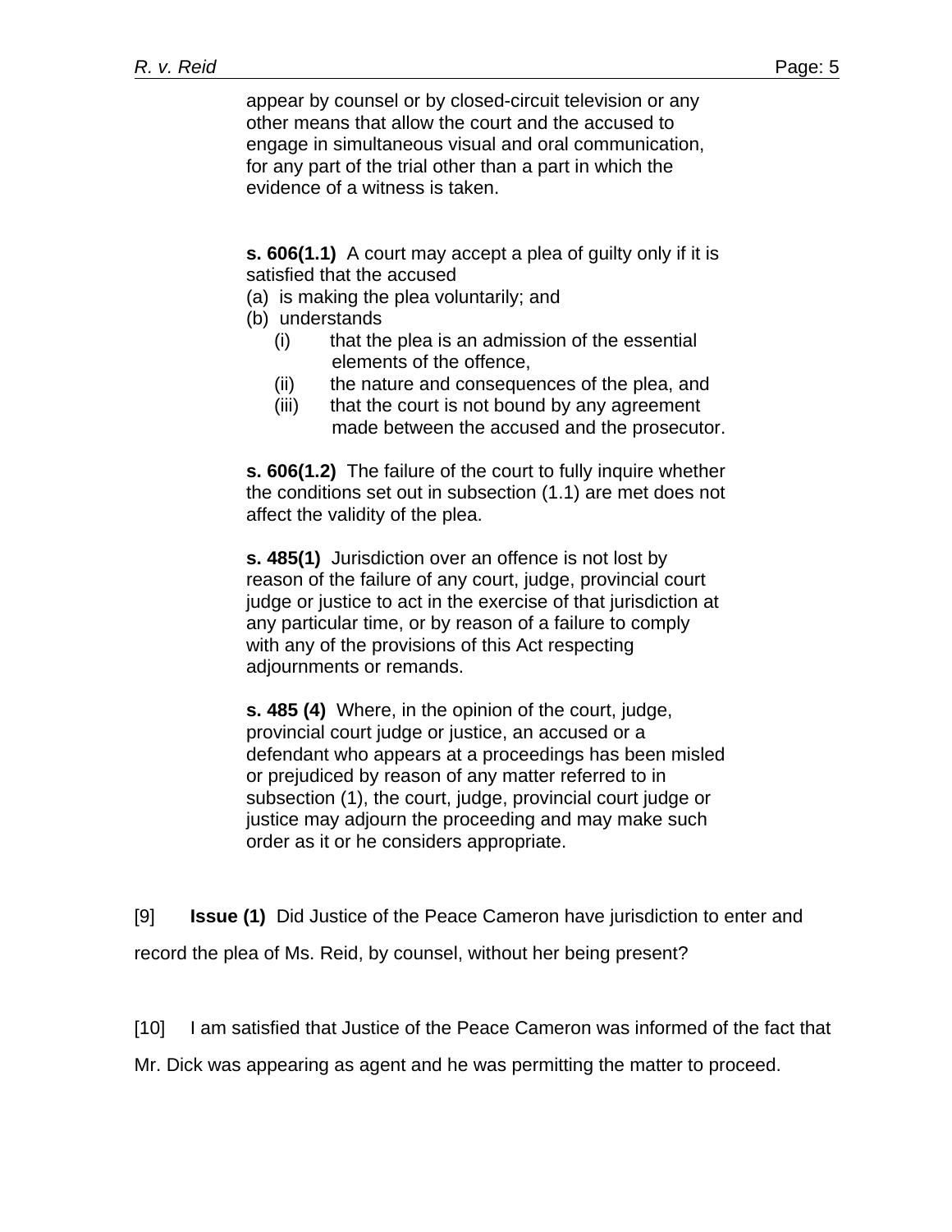> appear by counsel or by closed-circuit television or any other means that allow the court and the accused to engage in simultaneous visual and oral communication, for any part of the trial other than a part in which the evidence of a witness is taken.
>
> **s. 606(1.1)** A court may accept a plea of guilty only if it is satisfied that the accused
> (a) is making the plea voluntarily; and
> (b) understands
> (i) that the plea is an admission of the essential elements of the offence,
> (ii) the nature and consequences of the plea, and
> (iii) that the court is not bound by any agreement made between the accused and the prosecutor.
>
> **s. 606(1.2)** The failure of the court to fully inquire whether the conditions set out in subsection (1.1) are met does not affect the validity of the plea.
>
> **s. 485(1)** Jurisdiction over an offence is not lost by reason of the failure of any court, judge, provincial court judge or justice to act in the exercise of that jurisdiction at any particular time, or by reason of a failure to comply with any of the provisions of this Act respecting adjournments or remands.
>
> **s. 485 (4)** Where, in the opinion of the court, judge, provincial court judge or justice, an accused or a defendant who appears at a proceedings has been misled or prejudiced by reason of any matter referred to in subsection (1), the court, judge, provincial court judge or justice may adjourn the proceeding and may make such order as it or he considers appropriate.

[9] **Issue (1)** Did Justice of the Peace Cameron have jurisdiction to enter and record the plea of Ms. Reid, by counsel, without her being present?

[10] I am satisfied that Justice of the Peace Cameron was informed of the fact that Mr. Dick was appearing as agent and he was permitting the matter to proceed.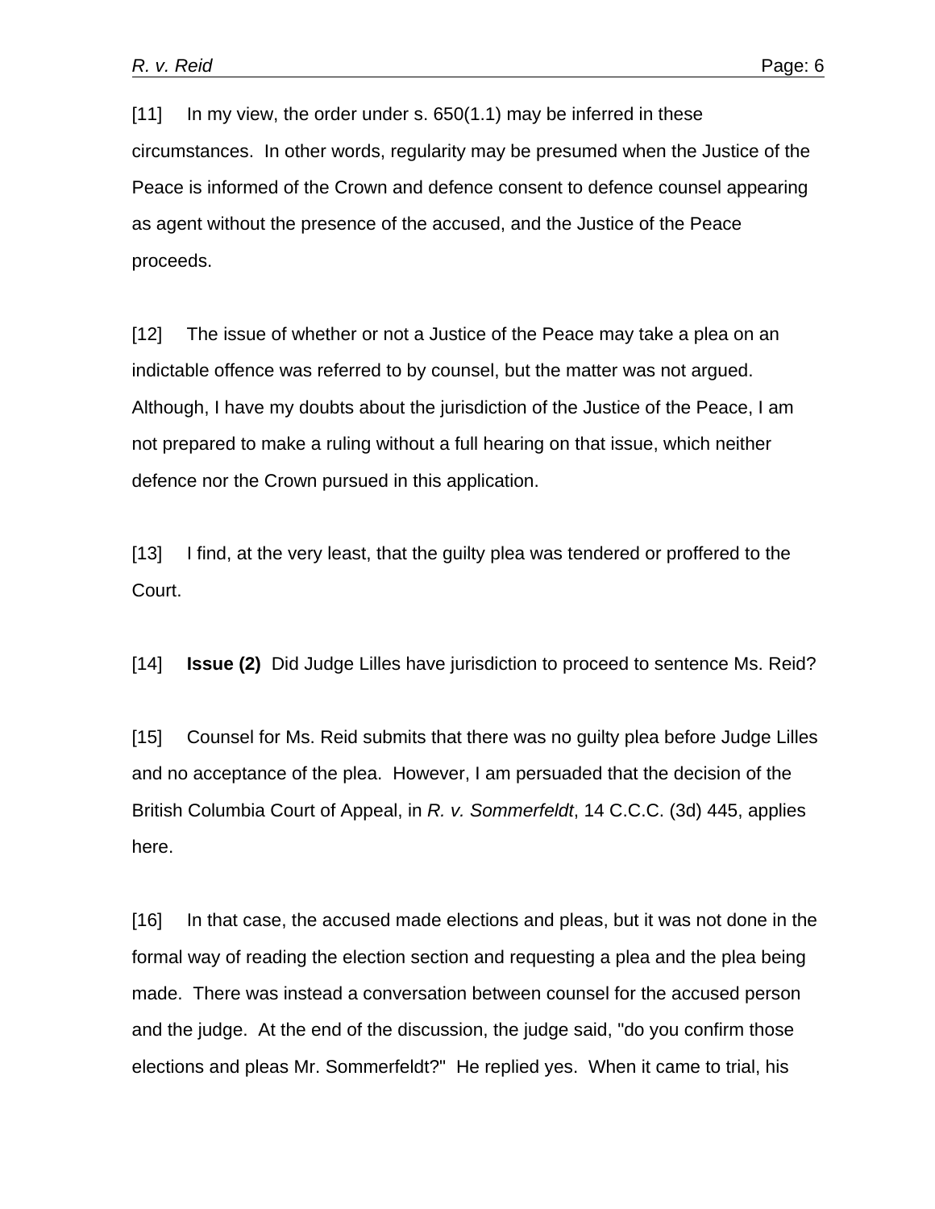[11] In my view, the order under s. 650(1.1) may be inferred in these circumstances. In other words, regularity may be presumed when the Justice of the Peace is informed of the Crown and defence consent to defence counsel appearing as agent without the presence of the accused, and the Justice of the Peace proceeds.

[12] The issue of whether or not a Justice of the Peace may take a plea on an indictable offence was referred to by counsel, but the matter was not argued. Although, I have my doubts about the jurisdiction of the Justice of the Peace, I am not prepared to make a ruling without a full hearing on that issue, which neither defence nor the Crown pursued in this application.

[13] I find, at the very least, that the guilty plea was tendered or proffered to the Court.

[14] **Issue (2)** Did Judge Lilles have jurisdiction to proceed to sentence Ms. Reid?

[15] Counsel for Ms. Reid submits that there was no guilty plea before Judge Lilles and no acceptance of the plea. However, I am persuaded that the decision of the British Columbia Court of Appeal, in *R. v. Sommerfeldt*, 14 C.C.C. (3d) 445, applies here.

[16] In that case, the accused made elections and pleas, but it was not done in the formal way of reading the election section and requesting a plea and the plea being made. There was instead a conversation between counsel for the accused person and the judge. At the end of the discussion, the judge said, "do you confirm those elections and pleas Mr. Sommerfeldt?" He replied yes. When it came to trial, his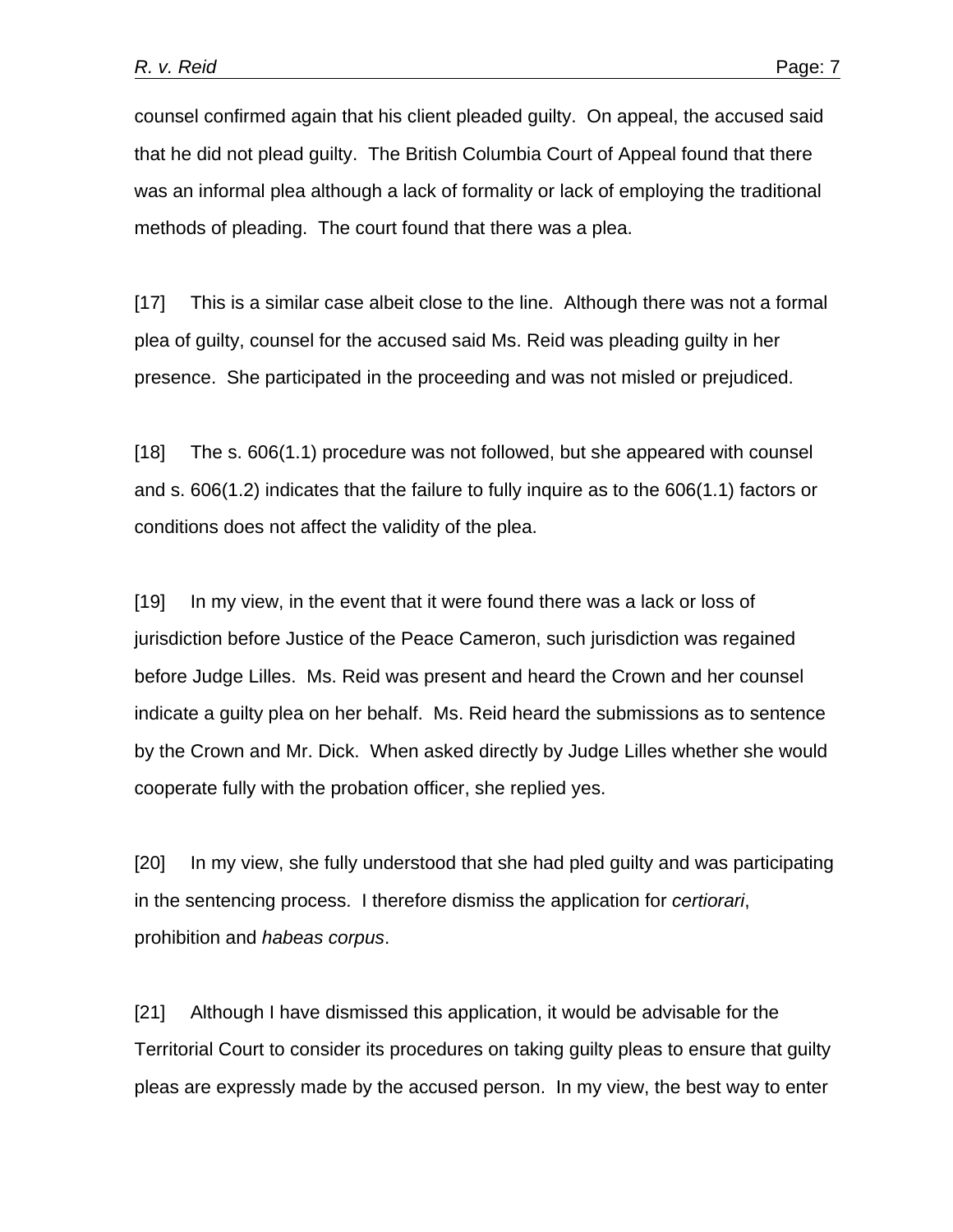counsel confirmed again that his client pleaded guilty. On appeal, the accused said that he did not plead guilty. The British Columbia Court of Appeal found that there was an informal plea although a lack of formality or lack of employing the traditional methods of pleading. The court found that there was a plea.

[17] This is a similar case albeit close to the line. Although there was not a formal plea of guilty, counsel for the accused said Ms. Reid was pleading guilty in her presence. She participated in the proceeding and was not misled or prejudiced.

[18] The s. 606(1.1) procedure was not followed, but she appeared with counsel and s. 606(1.2) indicates that the failure to fully inquire as to the 606(1.1) factors or conditions does not affect the validity of the plea.

[19] In my view, in the event that it were found there was a lack or loss of jurisdiction before Justice of the Peace Cameron, such jurisdiction was regained before Judge Lilles. Ms. Reid was present and heard the Crown and her counsel indicate a guilty plea on her behalf. Ms. Reid heard the submissions as to sentence by the Crown and Mr. Dick. When asked directly by Judge Lilles whether she would cooperate fully with the probation officer, she replied yes.

[20] In my view, she fully understood that she had pled guilty and was participating in the sentencing process. I therefore dismiss the application for *certiorari*, prohibition and *habeas corpus*.

[21] Although I have dismissed this application, it would be advisable for the Territorial Court to consider its procedures on taking guilty pleas to ensure that guilty pleas are expressly made by the accused person. In my view, the best way to enter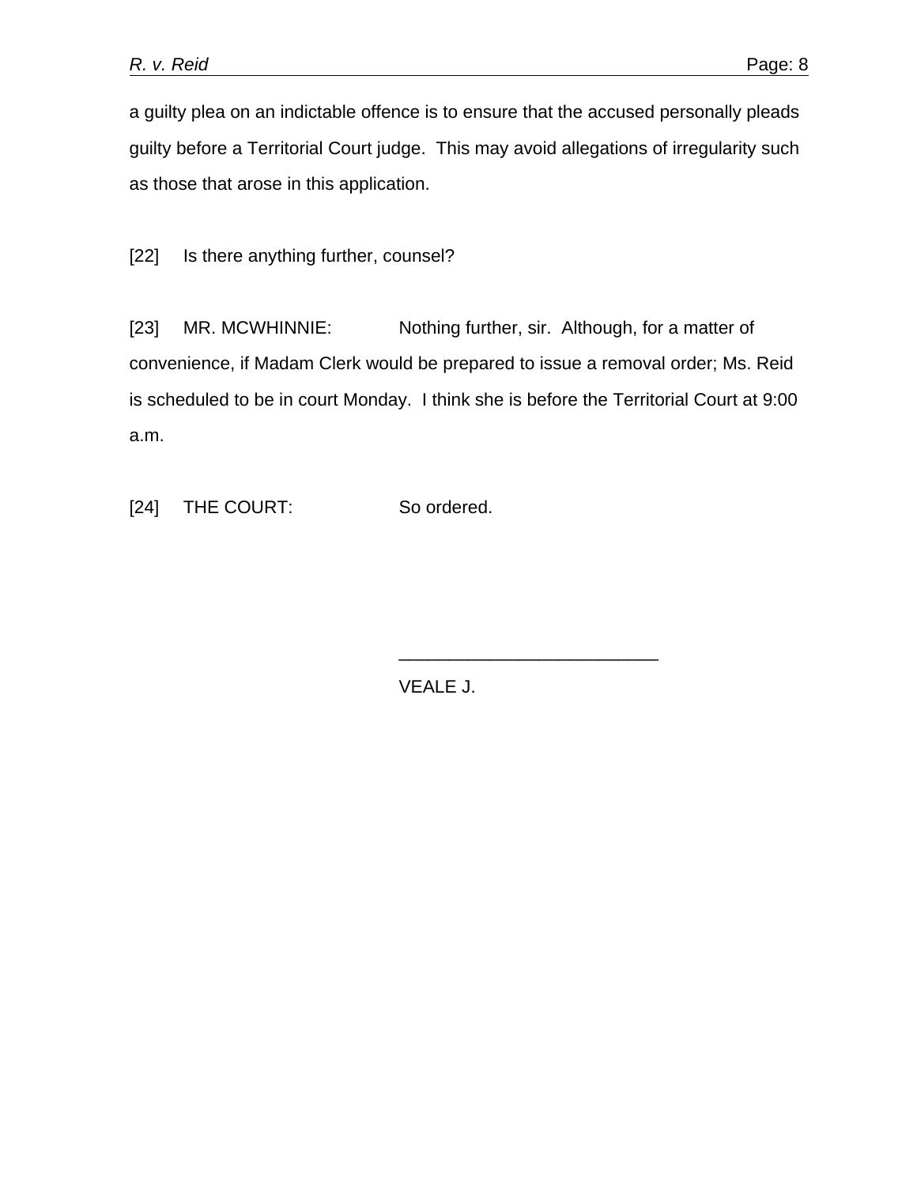a guilty plea on an indictable offence is to ensure that the accused personally pleads guilty before a Territorial Court judge. This may avoid allegations of irregularity such as those that arose in this application.

[22] Is there anything further, counsel?

[23] MR. MCWHINNIE: Nothing further, sir. Although, for a matter of convenience, if Madam Clerk would be prepared to issue a removal order; Ms. Reid is scheduled to be in court Monday. I think she is before the Territorial Court at 9:00 a.m.

[24] THE COURT: So ordered.

___________________________

VEALE J.